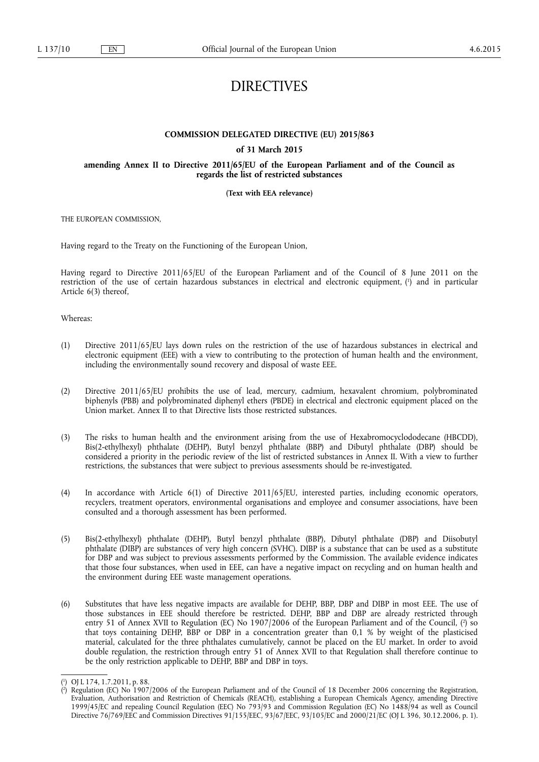# DIRECTIVES

## COMMISSION DELEGATED DIRECTIVE (EU) 2015/863

### of 31 March 2015

### amending Annex II to Directive 2011/65/EU of the European Parliament and of the Council as regards the list of restricted substances

**(Text with EEA relevance)**

THE EUROPEAN COMMISSION,

Having regard to the Treaty on the Functioning of the European Union,

Having regard to Directive 2011/65/EU of the European Parliament and of the Council of 8 June 2011 on the restriction of the use of certain hazardous substances in electrical and electronic equipment, [1] and in particular Article 6(3) thereof,

Whereas:

(1) Directive 2011/65/EU lays down rules on the restriction of the use of hazardous substances in electrical and electronic equipment (EEE) with a view to contributing to the protection of human health and the environment, including the environmentally sound recovery and disposal of waste EEE.

(2) Directive 2011/65/EU prohibits the use of lead, mercury, cadmium, hexavalent chromium, polybrominated biphenyls (PBB) and polybrominated diphenyl ethers (PBDE) in electrical and electronic equipment placed on the Union market. Annex II to that Directive lists those restricted substances.

(3) The risks to human health and the environment arising from the use of Hexabromocyclododecane (HBCDD), Bis(2-ethylhexyl) phthalate (DEHP), Butyl benzyl phthalate (BBP) and Dibutyl phthalate (DBP) should be considered a priority in the periodic review of the list of restricted substances in Annex II. With a view to further restrictions, the substances that were subject to previous assessments should be re-investigated.

(4) In accordance with Article 6(1) of Directive 2011/65/EU, interested parties, including economic operators, recyclers, treatment operators, environmental organisations and employee and consumer associations, have been consulted and a thorough assessment has been performed.

(5) Bis(2-ethylhexyl) phthalate (DEHP), Butyl benzyl phthalate (BBP), Dibutyl phthalate (DBP) and Diisobutyl phthalate (DIBP) are substances of very high concern (SVHC). DIBP is a substance that can be used as a substitute for DBP and was subject to previous assessments performed by the Commission. The available evidence indicates that those four substances, when used in EEE, can have a negative impact on recycling and on human health and the environment during EEE waste management operations.

(6) Substitutes that have less negative impacts are available for DEHP, BBP, DBP and DIBP in most EEE. The use of those substances in EEE should therefore be restricted. DEHP, BBP and DBP are already restricted through entry 51 of Annex XVII to Regulation (EC) No 1907/2006 of the European Parliament and of the Council, [2] so that toys containing DEHP, BBP or DBP in a concentration greater than 0,1 % by weight of the plasticised material, calculated for the three phthalates cumulatively, cannot be placed on the EU market. In order to avoid double regulation, the restriction through entry 51 of Annex XVII to that Regulation shall therefore continue to be the only restriction applicable to DEHP, BBP and DBP in toys.

---

[1] OJ L 174, 1.7.2011, p. 88.

[2] Regulation (EC) No 1907/2006 of the European Parliament and of the Council of 18 December 2006 concerning the Registration, Evaluation, Authorisation and Restriction of Chemicals (REACH), establishing a European Chemicals Agency, amending Directive 1999/45/EC and repealing Council Regulation (EEC) No 793/93 and Commission Regulation (EC) No 1488/94 as well as Council Directive 76/769/EEC and Commission Directives 91/155/EEC, 93/67/EEC, 93/105/EC and 2000/21/EC (OJ L 396, 30.12.2006, p. 1).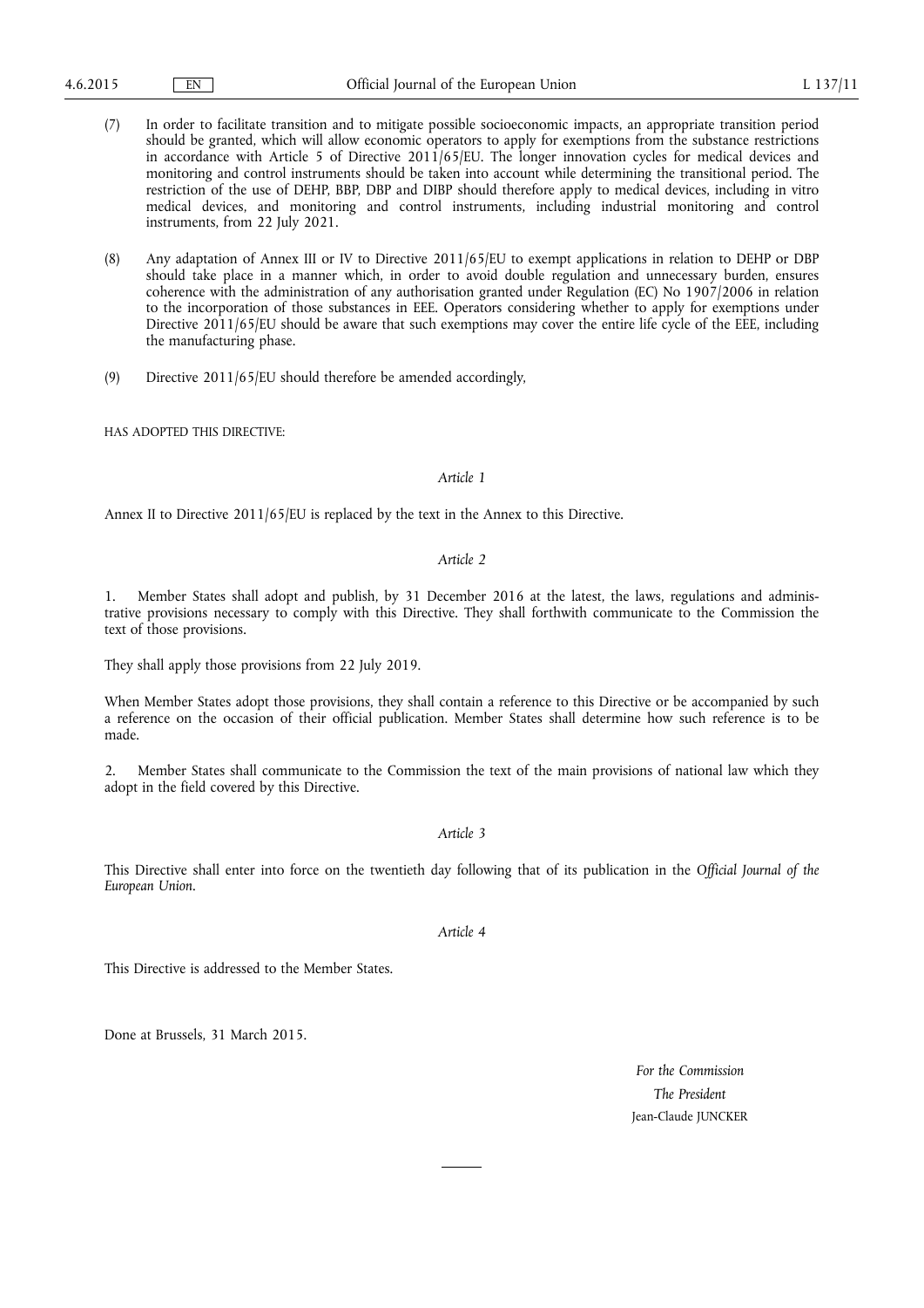(7) In order to facilitate transition and to mitigate possible socioeconomic impacts, an appropriate transition period should be granted, which will allow economic operators to apply for exemptions from the substance restrictions in accordance with Article 5 of Directive 2011/65/EU. The longer innovation cycles for medical devices and monitoring and control instruments should be taken into account while determining the transitional period. The restriction of the use of DEHP, BBP, DBP and DIBP should therefore apply to medical devices, including in vitro medical devices, and monitoring and control instruments, including industrial monitoring and control instruments, from 22 July 2021.

(8) Any adaptation of Annex III or IV to Directive 2011/65/EU to exempt applications in relation to DEHP or DBP should take place in a manner which, in order to avoid double regulation and unnecessary burden, ensures coherence with the administration of any authorisation granted under Regulation (EC) No 1907/2006 in relation to the incorporation of those substances in EEE. Operators considering whether to apply for exemptions under Directive 2011/65/EU should be aware that such exemptions may cover the entire life cycle of the EEE, including the manufacturing phase.

(9) Directive 2011/65/EU should therefore be amended accordingly,

HAS ADOPTED THIS DIRECTIVE:

*Article 1*

Annex II to Directive 2011/65/EU is replaced by the text in the Annex to this Directive.

*Article 2*

1. Member States shall adopt and publish, by 31 December 2016 at the latest, the laws, regulations and administrative provisions necessary to comply with this Directive. They shall forthwith communicate to the Commission the text of those provisions.

They shall apply those provisions from 22 July 2019.

When Member States adopt those provisions, they shall contain a reference to this Directive or be accompanied by such a reference on the occasion of their official publication. Member States shall determine how such reference is to be made.

2. Member States shall communicate to the Commission the text of the main provisions of national law which they adopt in the field covered by this Directive.

*Article 3*

This Directive shall enter into force on the twentieth day following that of its publication in the *Official Journal of the European Union*.

*Article 4*

This Directive is addressed to the Member States.

Done at Brussels, 31 March 2015.

*For the Commission*

*The President*

Jean-Claude JUNCKER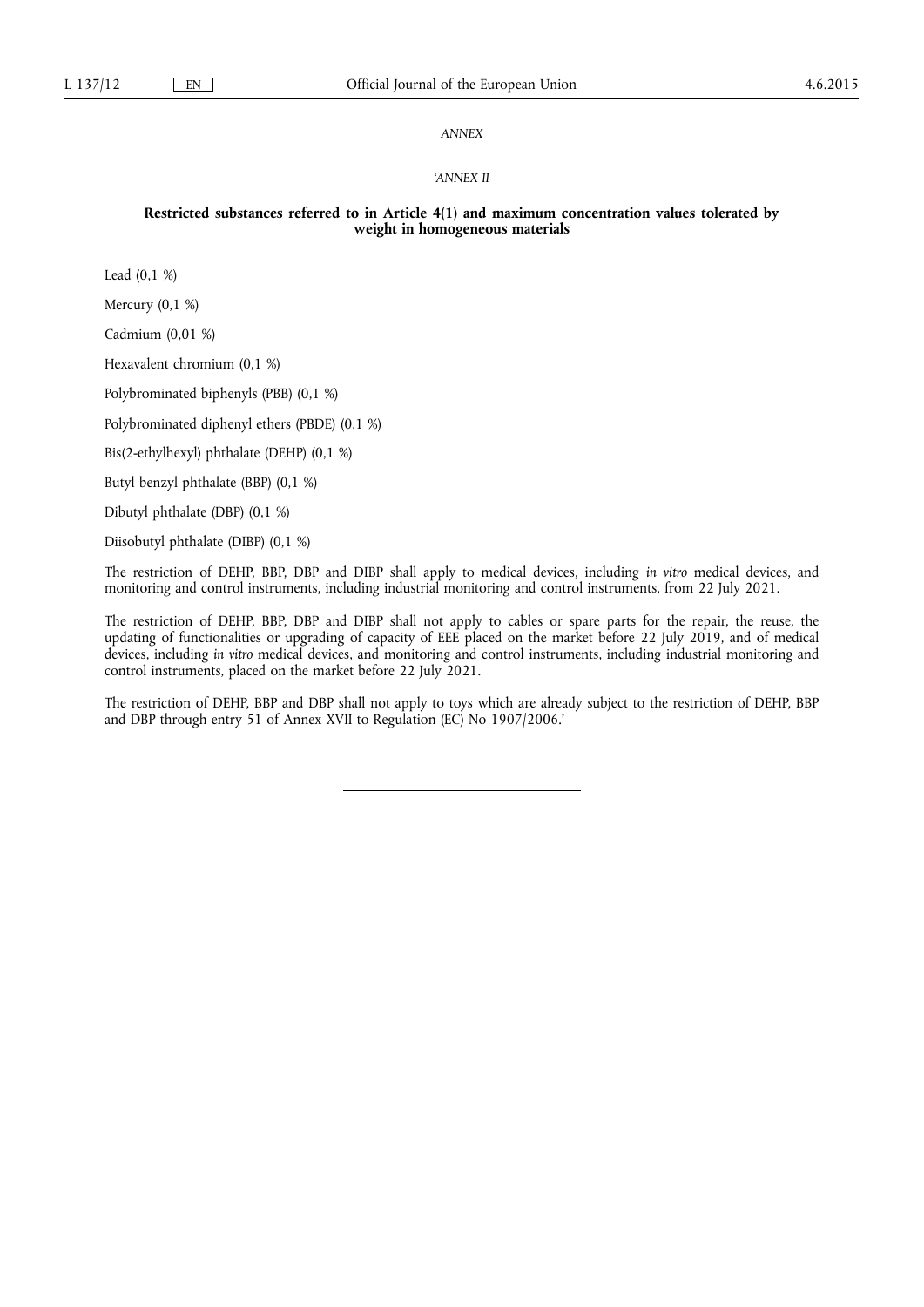*ANNEX*

*'ANNEX II*

**Restricted substances referred to in Article 4(1) and maximum concentration values tolerated by weight in homogeneous materials**

Lead (0,1 %)

Mercury (0,1 %)

Cadmium (0,01 %)

Hexavalent chromium (0,1 %)

Polybrominated biphenyls (PBB) (0,1 %)

Polybrominated diphenyl ethers (PBDE) (0,1 %)

Bis(2-ethylhexyl) phthalate (DEHP) (0,1 %)

Butyl benzyl phthalate (BBP) (0,1 %)

Dibutyl phthalate (DBP) (0,1 %)

Diisobutyl phthalate (DIBP) (0,1 %)

The restriction of DEHP, BBP, DBP and DIBP shall apply to medical devices, including *in vitro* medical devices, and monitoring and control instruments, including industrial monitoring and control instruments, from 22 July 2021.

The restriction of DEHP, BBP, DBP and DIBP shall not apply to cables or spare parts for the repair, the reuse, the updating of functionalities or upgrading of capacity of EEE placed on the market before 22 July 2019, and of medical devices, including *in vitro* medical devices, and monitoring and control instruments, including industrial monitoring and control instruments, placed on the market before 22 July 2021.

The restriction of DEHP, BBP and DBP shall not apply to toys which are already subject to the restriction of DEHP, BBP and DBP through entry 51 of Annex XVII to Regulation (EC) No 1907/2006.'